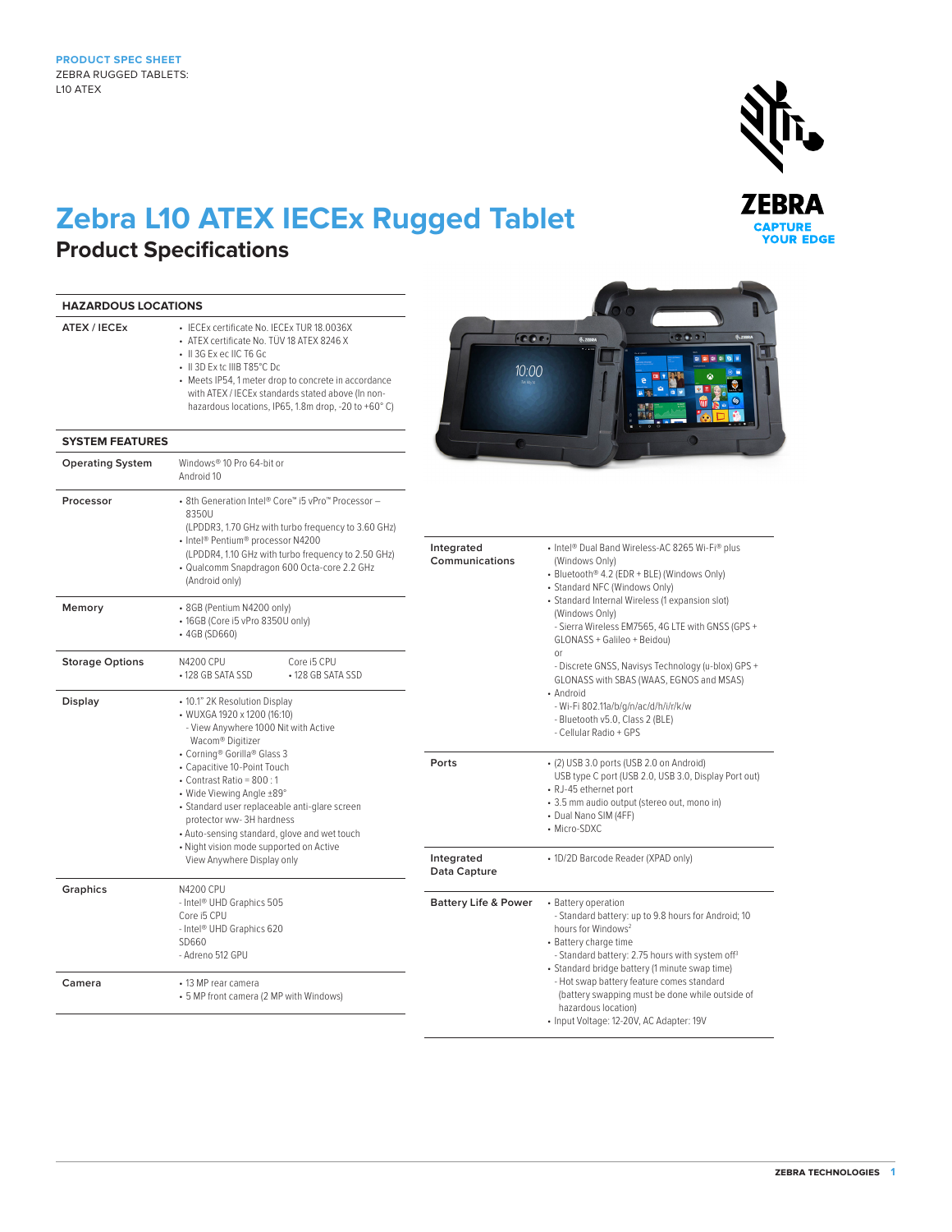PRODUCT SPEC SHEET
ZEBRA RUGGED TABLETS:
L10 ATEX

# Zebra L10 ATEX IECEx Rugged Tablet

## Product Specifications

### HAZARDOUS LOCATIONS

| | |
|---|---|
| **ATEX / IECEx** | • IECEx certificate No. IECEx TUR 18.0036X<br>• ATEX certificate No. TUV 18 ATEX 8246 X<br>• II 3G Ex ec IIC T6 Gc<br>• II 3D Ex tc IIIB T85°C Dc<br>• Meets IP54, 1 meter drop to concrete in accordance with ATEX / IECEx standards stated above (In non-hazardous locations, IP65, 1.8m drop, -20 to +60° C) |

### SYSTEM FEATURES

| | |
|---|---|
| **Operating System** | Windows® 10 Pro 64-bit or<br>Android 10 |
| **Processor** | • 8th Generation Intel® Core™ i5 vPro™ Processor – 8350U<br>(LPDDR3, 1.70 GHz with turbo frequency to 3.60 GHz)<br>• Intel® Pentium® processor N4200<br>(LPDDR4, 1.10 GHz with turbo frequency to 2.50 GHz)<br>• Qualcomm Snapdragon 600 Octa-core 2.2 GHz (Android only) |
| **Memory** | • 8GB (Pentium N4200 only)<br>• 16GB (Core i5 vPro 8350U only)<br>• 4GB (SD660) |
| **Storage Options** | N4200 CPU<br>• 128 GB SATA SSD<br>Core i5 CPU<br>• 128 GB SATA SSD |
| **Display** | • 10.1" 2K Resolution Display<br>• WUXGA 1920 x 1200 (16:10)<br>- View Anywhere 1000 Nit with Active Wacom® Digitizer<br>• Corning® Gorilla® Glass 3<br>• Capacitive 10-Point Touch<br>• Contrast Ratio = 800 : 1<br>• Wide Viewing Angle ±89°<br>• Standard user replaceable anti-glare screen protector ww- 3H hardness<br>• Auto-sensing standard, glove and wet touch<br>• Night vision mode supported on Active View Anywhere Display only |
| **Graphics** | N4200 CPU<br>- Intel® UHD Graphics 505<br>Core i5 CPU<br>- Intel® UHD Graphics 620<br>SD660<br>- Adreno 512 GPU |
| **Camera** | • 13 MP rear camera<br>• 5 MP front camera (2 MP with Windows) |
| **Integrated Communications** | • Intel® Dual Band Wireless-AC 8265 Wi-Fi® plus (Windows Only)<br>• Bluetooth® 4.2 (EDR + BLE) (Windows Only)<br>• Standard NFC (Windows Only)<br>• Standard Internal Wireless (1 expansion slot) (Windows Only)<br>- Sierra Wireless EM7565, 4G LTE with GNSS (GPS + GLONASS + Galileo + Beidou)<br>or<br>- Discrete GNSS, Navisys Technology (u-blox) GPS + GLONASS with SBAS (WAAS, EGNOS and MSAS)<br>• Android<br>- Wi-Fi 802.11a/b/g/n/ac/d/h/i/r/k/w<br>- Bluetooth v5.0, Class 2 (BLE)<br>- Cellular Radio + GPS |
| **Ports** | • (2) USB 3.0 ports (USB 2.0 on Android)<br>USB type C port (USB 2.0, USB 3.0, Display Port out)<br>• RJ-45 ethernet port<br>• 3.5 mm audio output (stereo out, mono in)<br>• Dual Nano SIM (4FF)<br>• Micro-SDXC |
| **Integrated Data Capture** | • 1D/2D Barcode Reader (XPAD only) |
| **Battery Life & Power** | • Battery operation<br>- Standard battery: up to 9.8 hours for Android; 10 hours for Windows[2]<br>• Battery charge time<br>- Standard battery: 2.75 hours with system off[3]<br>• Standard bridge battery (1 minute swap time)<br>- Hot swap battery feature comes standard (battery swapping must be done while outside of hazardous location)<br>• Input Voltage: 12-20V, AC Adapter: 19V |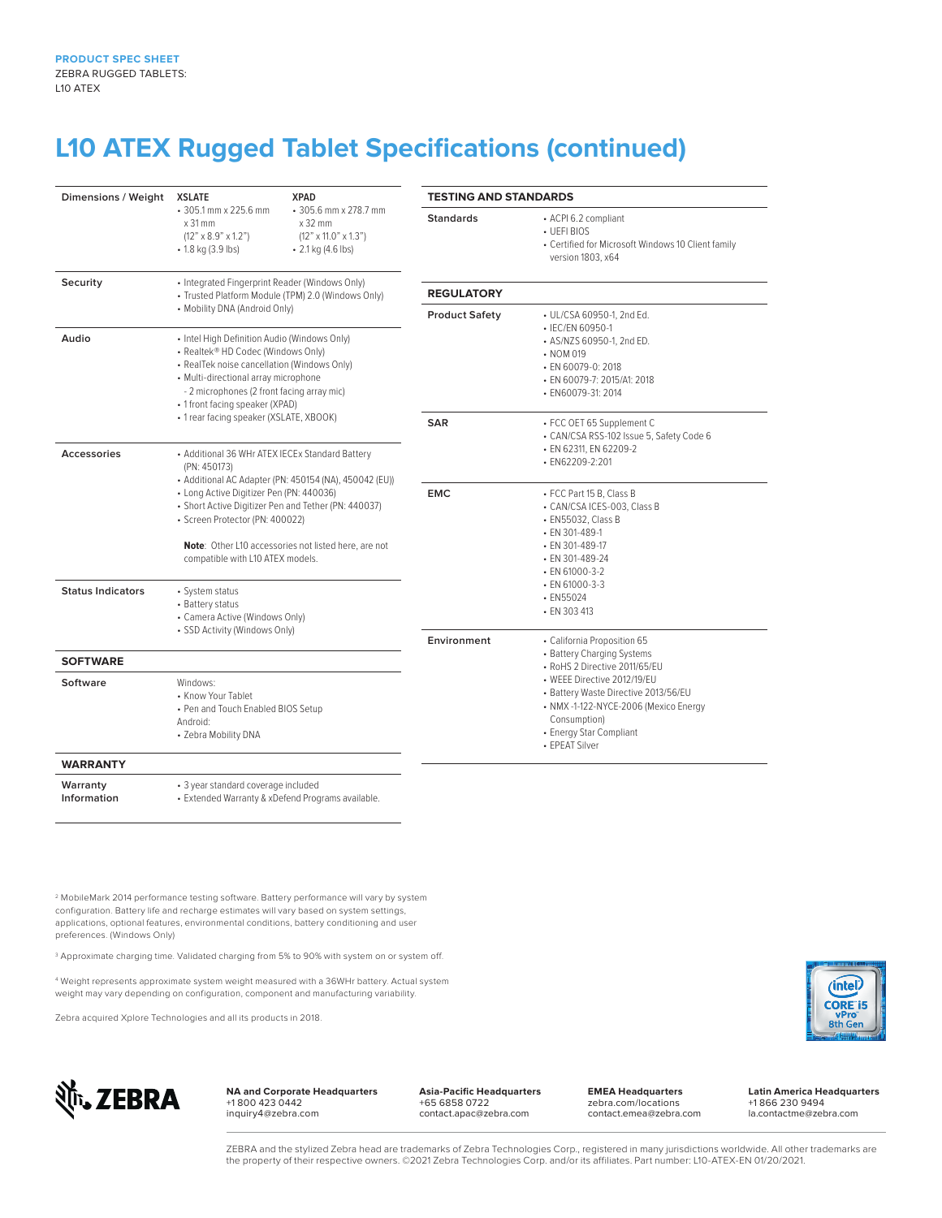# L10 ATEX Rugged Tablet Specifications (continued)

| | | |
|---|---|---|
| Dimensions / Weight | **XSLATE**<br>• 305.1 mm x 225.6 mm x 31 mm (12" x 8.9" x 1.2")<br>• 1.8 kg (3.9 lbs) | **XPAD**<br>• 305.6 mm x 278.7 mm x 32 mm (12" x 11.0" x 1.3")<br>• 2.1 kg (4.6 lbs) |
| Security | • Integrated Fingerprint Reader (Windows Only)<br>• Trusted Platform Module (TPM) 2.0 (Windows Only)<br>• Mobility DNA (Android Only) | |
| Audio | • Intel High Definition Audio (Windows Only)<br>• Realtek® HD Codec (Windows Only)<br>• RealTek noise cancellation (Windows Only)<br>• Multi-directional array microphone<br>- 2 microphones (2 front facing array mic)<br>• 1 front facing speaker (XPAD)<br>• 1 rear facing speaker (XSLATE, XBOOK) | |
| Accessories | • Additional 36 WHr ATEX IECEx Standard Battery (PN: 450173)<br>• Additional AC Adapter (PN: 450154 (NA), 450042 (EU))<br>• Long Active Digitizer Pen (PN: 440036)<br>• Short Active Digitizer Pen and Tether (PN: 440037)<br>• Screen Protector (PN: 400022)<br><br>**Note**: Other L10 accessories not listed here, are not compatible with L10 ATEX models. | |
| Status Indicators | • System status<br>• Battery status<br>• Camera Active (Windows Only)<br>• SSD Activity (Windows Only) | |

## SOFTWARE

| | |
|---|---|
| Software | Windows:<br>• Know Your Tablet<br>• Pen and Touch Enabled BIOS Setup<br>Android:<br>• Zebra Mobility DNA |

## WARRANTY

| | |
|---|---|
| Warranty Information | • 3 year standard coverage included<br>• Extended Warranty & xDefend Programs available. |

## TESTING AND STANDARDS

| | |
|---|---|
| Standards | • ACPI 6.2 compliant<br>• UEFI BIOS<br>• Certified for Microsoft Windows 10 Client family version 1803, x64 |

## REGULATORY

| | |
|---|---|
| Product Safety | • UL/CSA 60950-1, 2nd Ed.<br>• IEC/EN 60950-1<br>• AS/NZS 60950-1, 2nd ED.<br>• NOM 019<br>• EN 60079-0: 2018<br>• EN 60079-7: 2015/A1: 2018<br>• EN60079-31: 2014 |
| SAR | • FCC OET 65 Supplement C<br>• CAN/CSA RSS-102 Issue 5, Safety Code 6<br>• EN 62311, EN 62209-2<br>• EN62209-2:201 |
| EMC | • FCC Part 15 B, Class B<br>• CAN/CSA ICES-003, Class B<br>• EN55032, Class B<br>• EN 301-489-1<br>• EN 301-489-17<br>• EN 301-489-24<br>• EN 61000-3-2<br>• EN 61000-3-3<br>• EN55024<br>• EN 303 413 |
| Environment | • California Proposition 65<br>• Battery Charging Systems<br>• RoHS 2 Directive 2011/65/EU<br>• WEEE Directive 2012/19/EU<br>• Battery Waste Directive 2013/56/EU<br>• NMX -1-122-NYCE-2006 (Mexico Energy Consumption)<br>• Energy Star Compliant<br>• EPEAT Silver |

[2] MobileMark 2014 performance testing software. Battery performance will vary by system configuration. Battery life and recharge estimates will vary based on system settings, applications, optional features, environmental conditions, battery conditioning and user preferences. (Windows Only)

[3] Approximate charging time. Validated charging from 5% to 90% with system on or system off.

[4] Weight represents approximate system weight measured with a 36WHr battery. Actual system weight may vary depending on configuration, component and manufacturing variability.

Zebra acquired Xplore Technologies and all its products in 2018.

**NA and Corporate Headquarters**
+1 800 423 0442
inquiry4@zebra.com

**Asia-Pacific Headquarters**
+65 6858 0722
contact.apac@zebra.com

**EMEA Headquarters**
zebra.com/locations
contact.emea@zebra.com

**Latin America Headquarters**
+1 866 230 9494
la.contactme@zebra.com

ZEBRA and the stylized Zebra head are trademarks of Zebra Technologies Corp., registered in many jurisdictions worldwide. All other trademarks are the property of their respective owners. ©2021 Zebra Technologies Corp. and/or its affiliates. Part number: L10-ATEX-EN 01/20/2021.